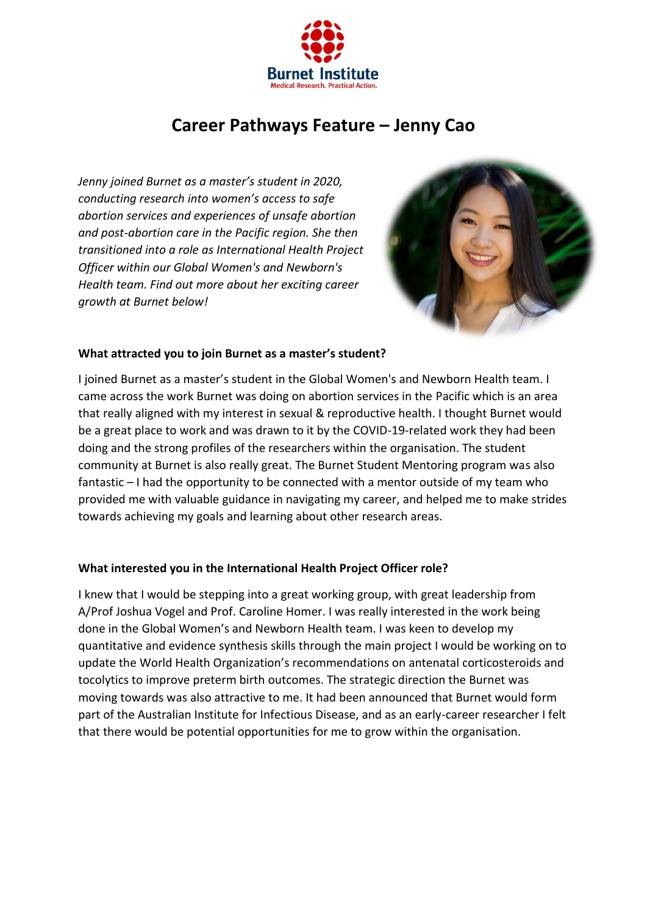# Career Pathways Feature – Jenny Cao

*Jenny joined Burnet as a master's student in 2020, conducting research into women's access to safe abortion services and experiences of unsafe abortion and post-abortion care in the Pacific region. She then transitioned into a role as International Health Project Officer within our Global Women's and Newborn's Health team. Find out more about her exciting career growth at Burnet below!*

**What attracted you to join Burnet as a master's student?**

I joined Burnet as a master's student in the Global Women's and Newborn Health team. I came across the work Burnet was doing on abortion services in the Pacific which is an area that really aligned with my interest in sexual & reproductive health. I thought Burnet would be a great place to work and was drawn to it by the COVID-19-related work they had been doing and the strong profiles of the researchers within the organisation. The student community at Burnet is also really great. The Burnet Student Mentoring program was also fantastic – I had the opportunity to be connected with a mentor outside of my team who provided me with valuable guidance in navigating my career, and helped me to make strides towards achieving my goals and learning about other research areas.

**What interested you in the International Health Project Officer role?**

I knew that I would be stepping into a great working group, with great leadership from A/Prof Joshua Vogel and Prof. Caroline Homer. I was really interested in the work being done in the Global Women's and Newborn Health team. I was keen to develop my quantitative and evidence synthesis skills through the main project I would be working on to update the World Health Organization's recommendations on antenatal corticosteroids and tocolytics to improve preterm birth outcomes. The strategic direction the Burnet was moving towards was also attractive to me. It had been announced that Burnet would form part of the Australian Institute for Infectious Disease, and as an early-career researcher I felt that there would be potential opportunities for me to grow within the organisation.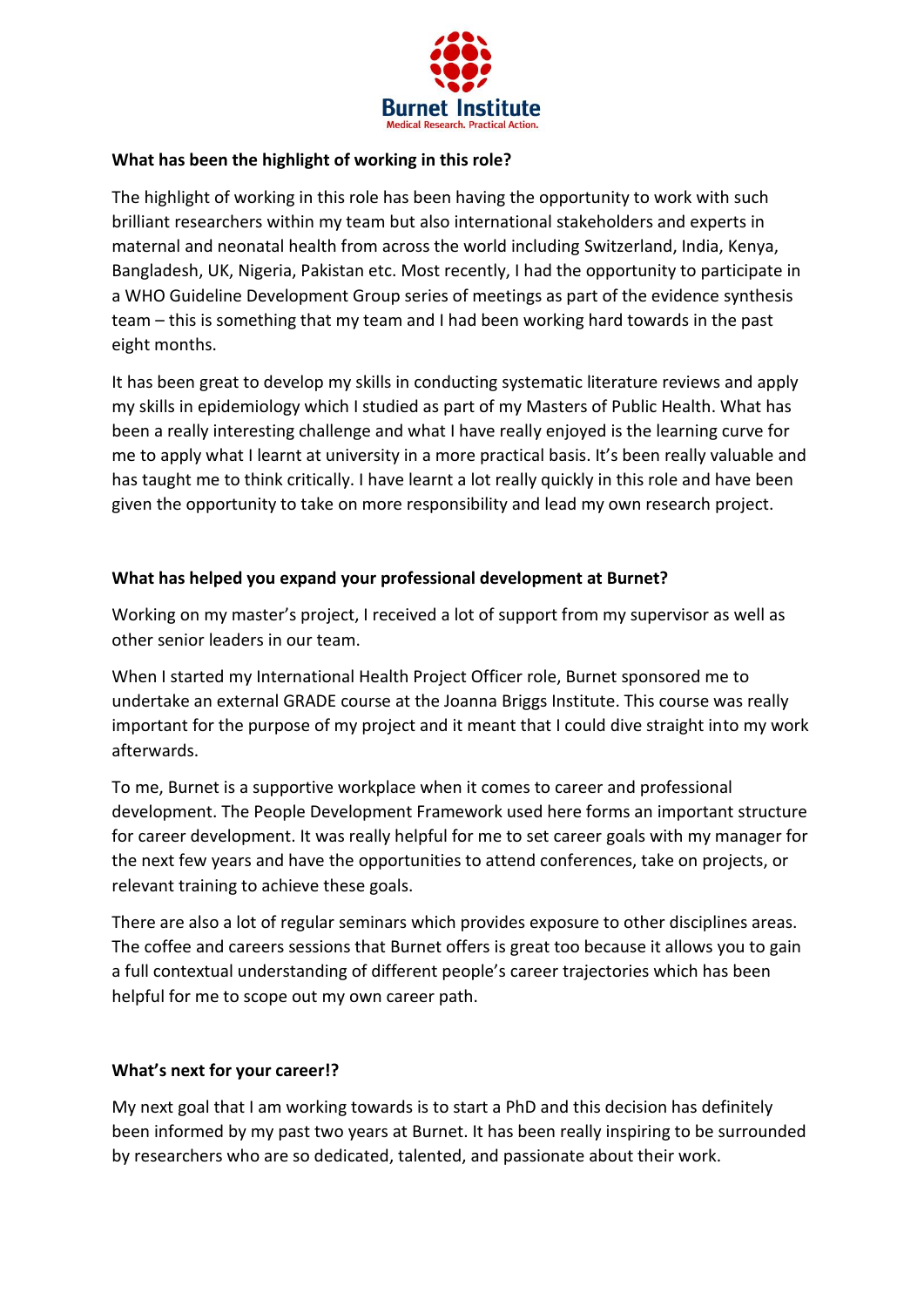**What has been the highlight of working in this role?**

The highlight of working in this role has been having the opportunity to work with such brilliant researchers within my team but also international stakeholders and experts in maternal and neonatal health from across the world including Switzerland, India, Kenya, Bangladesh, UK, Nigeria, Pakistan etc. Most recently, I had the opportunity to participate in a WHO Guideline Development Group series of meetings as part of the evidence synthesis team – this is something that my team and I had been working hard towards in the past eight months.

It has been great to develop my skills in conducting systematic literature reviews and apply my skills in epidemiology which I studied as part of my Masters of Public Health. What has been a really interesting challenge and what I have really enjoyed is the learning curve for me to apply what I learnt at university in a more practical basis. It's been really valuable and has taught me to think critically. I have learnt a lot really quickly in this role and have been given the opportunity to take on more responsibility and lead my own research project.

**What has helped you expand your professional development at Burnet?**

Working on my master's project, I received a lot of support from my supervisor as well as other senior leaders in our team.

When I started my International Health Project Officer role, Burnet sponsored me to undertake an external GRADE course at the Joanna Briggs Institute. This course was really important for the purpose of my project and it meant that I could dive straight into my work afterwards.

To me, Burnet is a supportive workplace when it comes to career and professional development. The People Development Framework used here forms an important structure for career development. It was really helpful for me to set career goals with my manager for the next few years and have the opportunities to attend conferences, take on projects, or relevant training to achieve these goals.

There are also a lot of regular seminars which provides exposure to other disciplines areas. The coffee and careers sessions that Burnet offers is great too because it allows you to gain a full contextual understanding of different people's career trajectories which has been helpful for me to scope out my own career path.

**What's next for your career!?**

My next goal that I am working towards is to start a PhD and this decision has definitely been informed by my past two years at Burnet. It has been really inspiring to be surrounded by researchers who are so dedicated, talented, and passionate about their work.